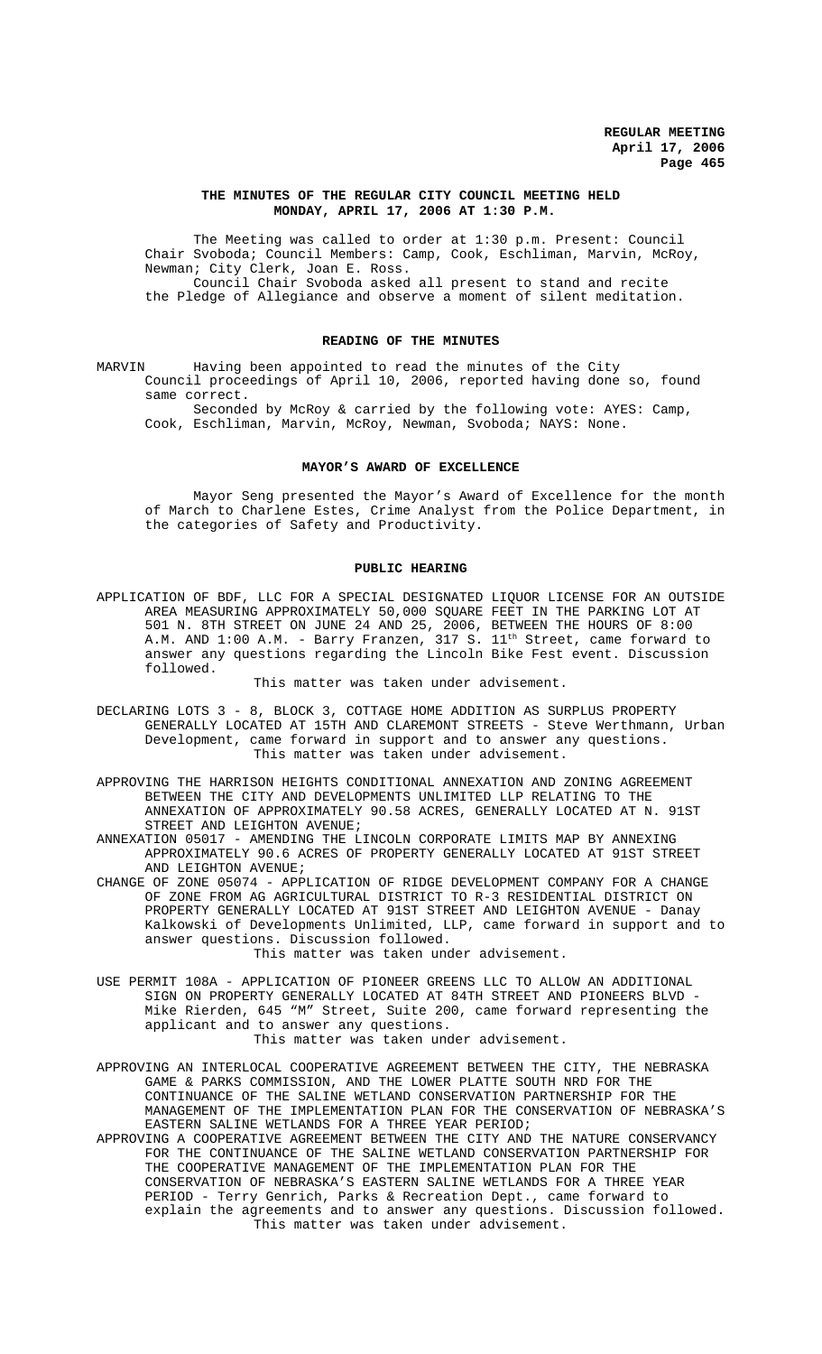# THE MINUTES OF THE REGULAR CITY COUNCIL MEETING HELD MONDAY, APRIL 17, 2006 AT 1:30 P.M.

The Meeting was called to order at 1:30 p.m. Present: Council Chair Svoboda; Council Members: Camp, Cook, Eschliman, Marvin, McRoy, Newman; City Clerk, Joan E. Ross.

Council Chair Svoboda asked all present to stand and recite the Pledge of Allegiance and observe a moment of silent meditation.

## READING OF THE MINUTES

MARVIN Having been appointed to read the minutes of the City Council proceedings of April 10, 2006, reported having done so, found same correct.

Seconded by McRoy & carried by the following vote: AYES: Camp, Cook, Eschliman, Marvin, McRoy, Newman, Svoboda; NAYS: None.

## MAYOR'S AWARD OF EXCELLENCE

Mayor Seng presented the Mayor's Award of Excellence for the month of March to Charlene Estes, Crime Analyst from the Police Department, in the categories of Safety and Productivity.

## PUBLIC HEARING

APPLICATION OF BDF, LLC FOR A SPECIAL DESIGNATED LIQUOR LICENSE FOR AN OUTSIDE AREA MEASURING APPROXIMATELY 50,000 SQUARE FEET IN THE PARKING LOT AT 501 N. 8TH STREET ON JUNE 24 AND 25, 2006, BETWEEN THE HOURS OF 8:00 A.M. AND 1:00 A.M. - Barry Franzen, 317 S. 11th Street, came forward to answer any questions regarding the Lincoln Bike Fest event. Discussion followed.

This matter was taken under advisement.

DECLARING LOTS 3 - 8, BLOCK 3, COTTAGE HOME ADDITION AS SURPLUS PROPERTY GENERALLY LOCATED AT 15TH AND CLAREMONT STREETS - Steve Werthmann, Urban Development, came forward in support and to answer any questions.

This matter was taken under advisement.

APPROVING THE HARRISON HEIGHTS CONDITIONAL ANNEXATION AND ZONING AGREEMENT BETWEEN THE CITY AND DEVELOPMENTS UNLIMITED LLP RELATING TO THE ANNEXATION OF APPROXIMATELY 90.58 ACRES, GENERALLY LOCATED AT N. 91ST STREET AND LEIGHTON AVENUE;

ANNEXATION 05017 - AMENDING THE LINCOLN CORPORATE LIMITS MAP BY ANNEXING APPROXIMATELY 90.6 ACRES OF PROPERTY GENERALLY LOCATED AT 91ST STREET AND LEIGHTON AVENUE;

CHANGE OF ZONE 05074 - APPLICATION OF RIDGE DEVELOPMENT COMPANY FOR A CHANGE OF ZONE FROM AG AGRICULTURAL DISTRICT TO R-3 RESIDENTIAL DISTRICT ON PROPERTY GENERALLY LOCATED AT 91ST STREET AND LEIGHTON AVENUE - Danay Kalkowski of Developments Unlimited, LLP, came forward in support and to answer questions. Discussion followed.

This matter was taken under advisement.

USE PERMIT 108A - APPLICATION OF PIONEER GREENS LLC TO ALLOW AN ADDITIONAL SIGN ON PROPERTY GENERALLY LOCATED AT 84TH STREET AND PIONEERS BLVD - Mike Rierden, 645 "M" Street, Suite 200, came forward representing the applicant and to answer any questions.

This matter was taken under advisement.

APPROVING AN INTERLOCAL COOPERATIVE AGREEMENT BETWEEN THE CITY, THE NEBRASKA GAME & PARKS COMMISSION, AND THE LOWER PLATTE SOUTH NRD FOR THE CONTINUANCE OF THE SALINE WETLAND CONSERVATION PARTNERSHIP FOR THE MANAGEMENT OF THE IMPLEMENTATION PLAN FOR THE CONSERVATION OF NEBRASKA'S EASTERN SALINE WETLANDS FOR A THREE YEAR PERIOD;

APPROVING A COOPERATIVE AGREEMENT BETWEEN THE CITY AND THE NATURE CONSERVANCY FOR THE CONTINUANCE OF THE SALINE WETLAND CONSERVATION PARTNERSHIP FOR THE COOPERATIVE MANAGEMENT OF THE IMPLEMENTATION PLAN FOR THE CONSERVATION OF NEBRASKA'S EASTERN SALINE WETLANDS FOR A THREE YEAR PERIOD - Terry Genrich, Parks & Recreation Dept., came forward to explain the agreements and to answer any questions. Discussion followed.

This matter was taken under advisement.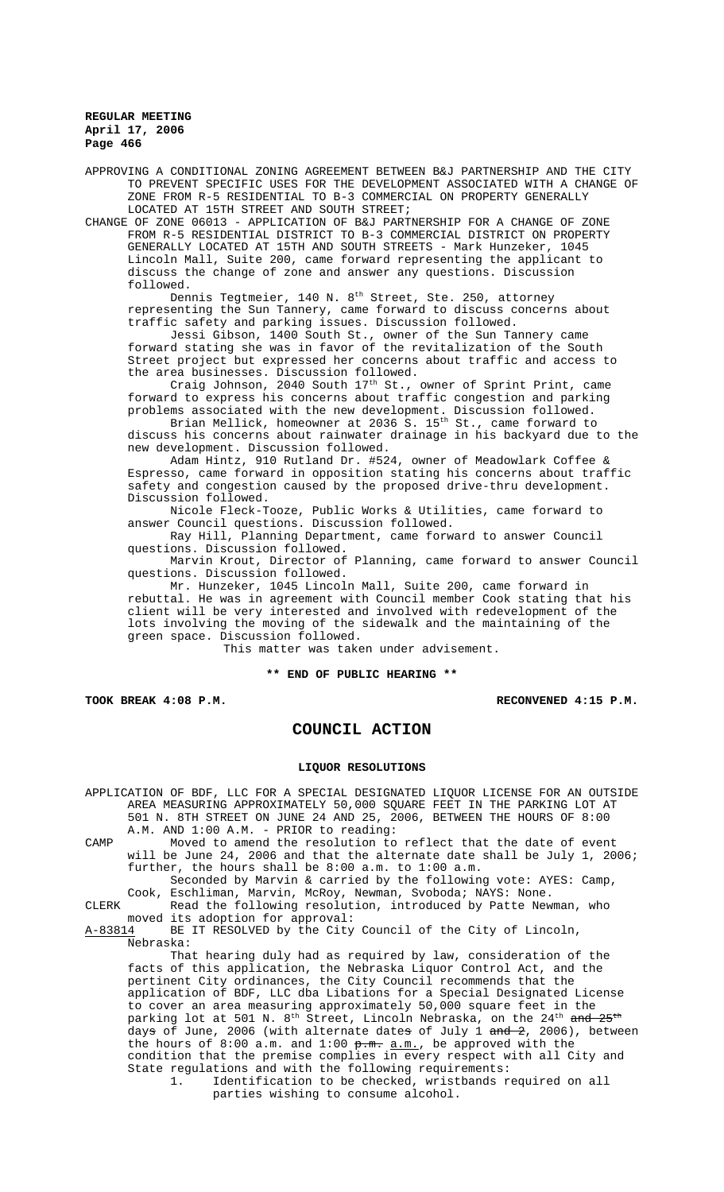APPROVING A CONDITIONAL ZONING AGREEMENT BETWEEN B&J PARTNERSHIP AND THE CITY TO PREVENT SPECIFIC USES FOR THE DEVELOPMENT ASSOCIATED WITH A CHANGE OF ZONE FROM R-5 RESIDENTIAL TO B-3 COMMERCIAL ON PROPERTY GENERALLY LOCATED AT 15TH STREET AND SOUTH STREET;

CHANGE OF ZONE 06013 - APPLICATION OF B&J PARTNERSHIP FOR A CHANGE OF ZONE FROM R-5 RESIDENTIAL DISTRICT TO B-3 COMMERCIAL DISTRICT ON PROPERTY GENERALLY LOCATED AT 15TH AND SOUTH STREETS - Mark Hunzeker, 1045 Lincoln Mall, Suite 200, came forward representing the applicant to discuss the change of zone and answer any questions. Discussion followed.

Dennis Tegtmeier, 140 N. 8th Street, Ste. 250, attorney representing the Sun Tannery, came forward to discuss concerns about traffic safety and parking issues. Discussion followed.

Jessi Gibson, 1400 South St., owner of the Sun Tannery came forward stating she was in favor of the revitalization of the South Street project but expressed her concerns about traffic and access to the area businesses. Discussion followed.

Craig Johnson, 2040 South 17th St., owner of Sprint Print, came forward to express his concerns about traffic congestion and parking problems associated with the new development. Discussion followed.

Brian Mellick, homeowner at 2036 S. 15th St., came forward to discuss his concerns about rainwater drainage in his backyard due to the new development. Discussion followed.

Adam Hintz, 910 Rutland Dr. #524, owner of Meadowlark Coffee & Espresso, came forward in opposition stating his concerns about traffic safety and congestion caused by the proposed drive-thru development. Discussion followed.

Nicole Fleck-Tooze, Public Works & Utilities, came forward to answer Council questions. Discussion followed.

Ray Hill, Planning Department, came forward to answer Council questions. Discussion followed.

Marvin Krout, Director of Planning, came forward to answer Council questions. Discussion followed.

Mr. Hunzeker, 1045 Lincoln Mall, Suite 200, came forward in rebuttal. He was in agreement with Council member Cook stating that his client will be very interested and involved with redevelopment of the lots involving the moving of the sidewalk and the maintaining of the green space. Discussion followed.

This matter was taken under advisement.

**\*\* END OF PUBLIC HEARING \*\***

**TOOK BREAK 4:08 P.M.** **RECONVENED 4:15 P.M.**

# COUNCIL ACTION

## LIQUOR RESOLUTIONS

APPLICATION OF BDF, LLC FOR A SPECIAL DESIGNATED LIQUOR LICENSE FOR AN OUTSIDE AREA MEASURING APPROXIMATELY 50,000 SQUARE FEET IN THE PARKING LOT AT 501 N. 8TH STREET ON JUNE 24 AND 25, 2006, BETWEEN THE HOURS OF 8:00 A.M. AND 1:00 A.M. - PRIOR to reading:

CAMP Moved to amend the resolution to reflect that the date of event will be June 24, 2006 and that the alternate date shall be July 1, 2006; further, the hours shall be 8:00 a.m. to 1:00 a.m.

Seconded by Marvin & carried by the following vote: AYES: Camp, Cook, Eschliman, Marvin, McRoy, Newman, Svoboda; NAYS: None.

CLERK Read the following resolution, introduced by Patte Newman, who moved its adoption for approval:

A-83814 BE IT RESOLVED by the City Council of the City of Lincoln, Nebraska:

That hearing duly had as required by law, consideration of the facts of this application, the Nebraska Liquor Control Act, and the pertinent City ordinances, the City Council recommends that the application of BDF, LLC dba Libations for a Special Designated License to cover an area measuring approximately 50,000 square feet in the parking lot at 501 N. 8th Street, Lincoln Nebraska, on the 24th ~~and 25th~~ day~~s~~ of June, 2006 (with alternate date~~s~~ of July 1 ~~and 2~~, 2006), between the hours of 8:00 a.m. and 1:00 ~~p.m.~~ a.m., be approved with the condition that the premise complies in every respect with all City and State regulations and with the following requirements:

1. Identification to be checked, wristbands required on all parties wishing to consume alcohol.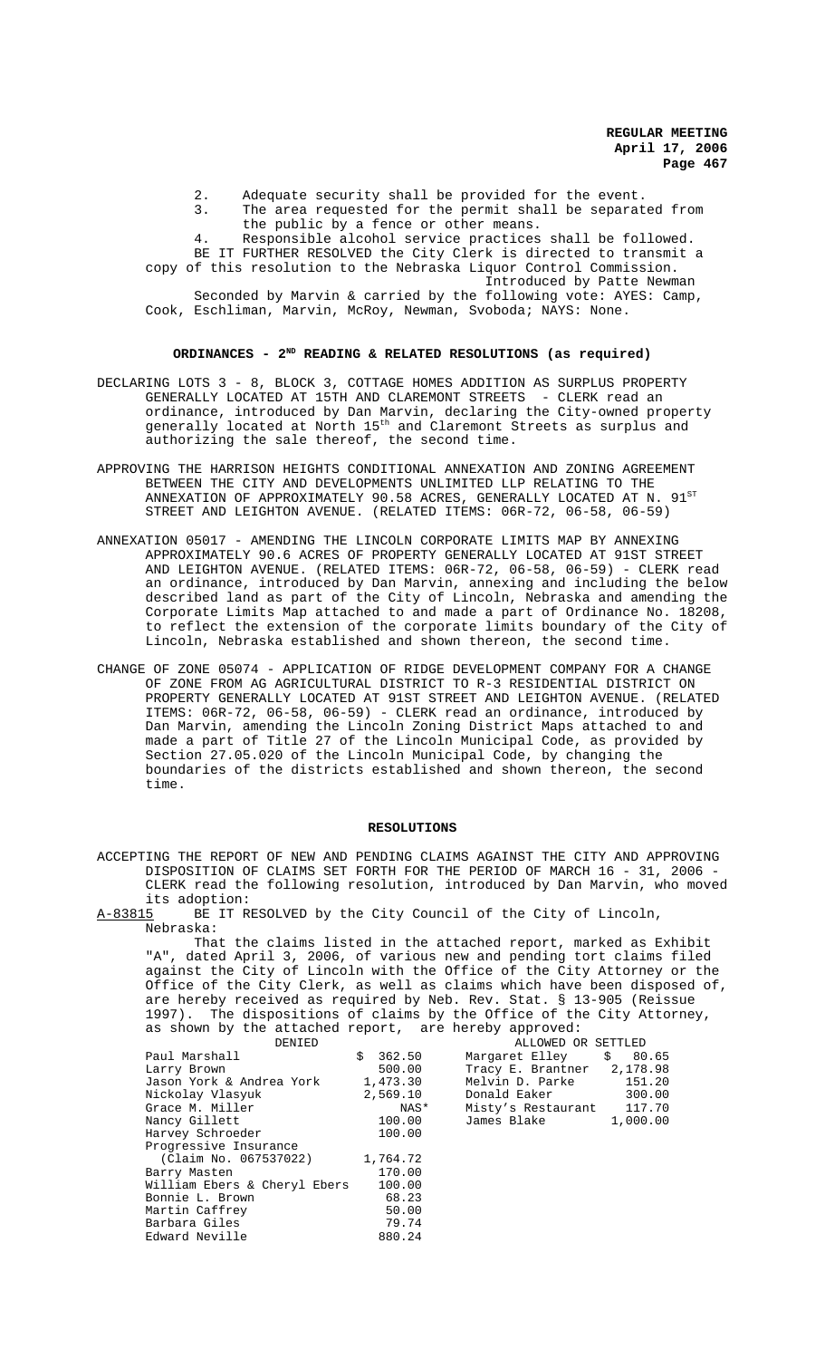2. Adequate security shall be provided for the event.
3. The area requested for the permit shall be separated from the public by a fence or other means.
4. Responsible alcohol service practices shall be followed.

BE IT FURTHER RESOLVED the City Clerk is directed to transmit a copy of this resolution to the Nebraska Liquor Control Commission.

Introduced by Patte Newman

Seconded by Marvin & carried by the following vote: AYES: Camp, Cook, Eschliman, Marvin, McRoy, Newman, Svoboda; NAYS: None.

## ORDINANCES - 2ND READING & RELATED RESOLUTIONS (as required)

DECLARING LOTS 3 - 8, BLOCK 3, COTTAGE HOMES ADDITION AS SURPLUS PROPERTY GENERALLY LOCATED AT 15TH AND CLAREMONT STREETS - CLERK read an ordinance, introduced by Dan Marvin, declaring the City-owned property generally located at North 15th and Claremont Streets as surplus and authorizing the sale thereof, the second time.

APPROVING THE HARRISON HEIGHTS CONDITIONAL ANNEXATION AND ZONING AGREEMENT BETWEEN THE CITY AND DEVELOPMENTS UNLIMITED LLP RELATING TO THE ANNEXATION OF APPROXIMATELY 90.58 ACRES, GENERALLY LOCATED AT N. 91ST STREET AND LEIGHTON AVENUE. (RELATED ITEMS: 06R-72, 06-58, 06-59)

ANNEXATION 05017 - AMENDING THE LINCOLN CORPORATE LIMITS MAP BY ANNEXING APPROXIMATELY 90.6 ACRES OF PROPERTY GENERALLY LOCATED AT 91ST STREET AND LEIGHTON AVENUE. (RELATED ITEMS: 06R-72, 06-58, 06-59) - CLERK read an ordinance, introduced by Dan Marvin, annexing and including the below described land as part of the City of Lincoln, Nebraska and amending the Corporate Limits Map attached to and made a part of Ordinance No. 18208, to reflect the extension of the corporate limits boundary of the City of Lincoln, Nebraska established and shown thereon, the second time.

CHANGE OF ZONE 05074 - APPLICATION OF RIDGE DEVELOPMENT COMPANY FOR A CHANGE OF ZONE FROM AG AGRICULTURAL DISTRICT TO R-3 RESIDENTIAL DISTRICT ON PROPERTY GENERALLY LOCATED AT 91ST STREET AND LEIGHTON AVENUE. (RELATED ITEMS: 06R-72, 06-58, 06-59) - CLERK read an ordinance, introduced by Dan Marvin, amending the Lincoln Zoning District Maps attached to and made a part of Title 27 of the Lincoln Municipal Code, as provided by Section 27.05.020 of the Lincoln Municipal Code, by changing the boundaries of the districts established and shown thereon, the second time.

## RESOLUTIONS

ACCEPTING THE REPORT OF NEW AND PENDING CLAIMS AGAINST THE CITY AND APPROVING DISPOSITION OF CLAIMS SET FORTH FOR THE PERIOD OF MARCH 16 - 31, 2006 - CLERK read the following resolution, introduced by Dan Marvin, who moved its adoption:

A-83815 BE IT RESOLVED by the City Council of the City of Lincoln, Nebraska:

That the claims listed in the attached report, marked as Exhibit "A", dated April 3, 2006, of various new and pending tort claims filed against the City of Lincoln with the Office of the City Attorney or the Office of the City Clerk, as well as claims which have been disposed of, are hereby received as required by Neb. Rev. Stat. § 13-905 (Reissue 1997). The dispositions of claims by the Office of the City Attorney, as shown by the attached report, are hereby approved:

| DENIED | | ALLOWED OR SETTLED | |
|---|---|---|---|
| Paul Marshall | $ 362.50 | Margaret Elley | $ 80.65 |
| Larry Brown | 500.00 | Tracy E. Brantner | 2,178.98 |
| Jason York & Andrea York | 1,473.30 | Melvin D. Parke | 151.20 |
| Nickolay Vlasyuk | 2,569.10 | Donald Eaker | 300.00 |
| Grace M. Miller | NAS* | Misty's Restaurant | 117.70 |
| Nancy Gillett | 100.00 | James Blake | 1,000.00 |
| Harvey Schroeder | 100.00 | | |
| Progressive Insurance (Claim No. 067537022) | 1,764.72 | | |
| Barry Masten | 170.00 | | |
| William Ebers & Cheryl Ebers | 100.00 | | |
| Bonnie L. Brown | 68.23 | | |
| Martin Caffrey | 50.00 | | |
| Barbara Giles | 79.74 | | |
| Edward Neville | 880.24 | | |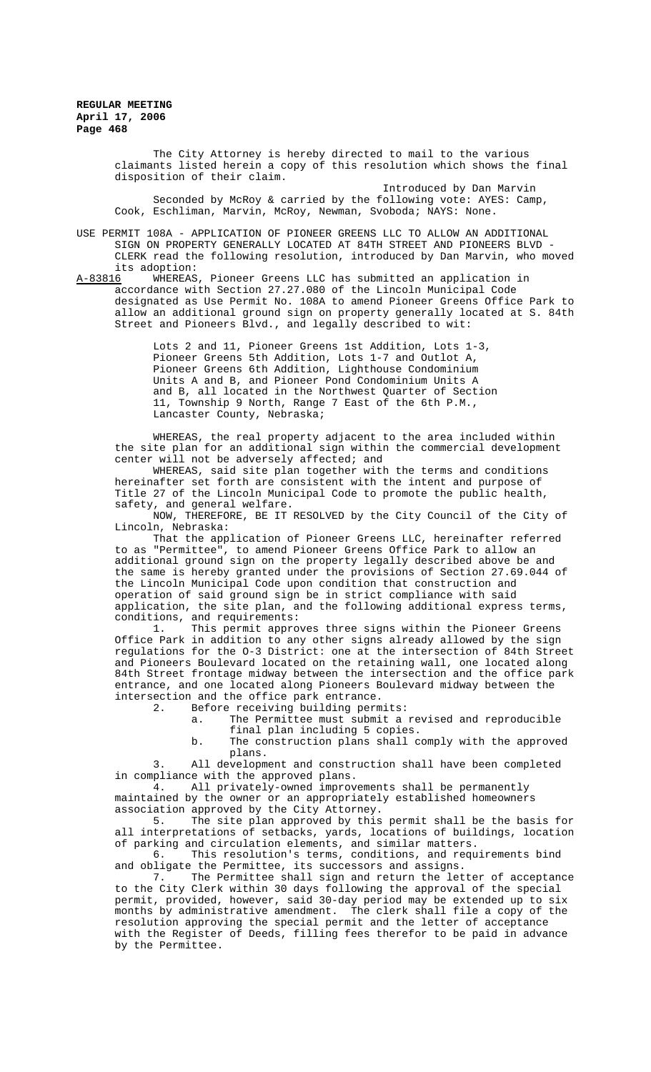The City Attorney is hereby directed to mail to the various claimants listed herein a copy of this resolution which shows the final disposition of their claim.

Introduced by Dan Marvin

Seconded by McRoy & carried by the following vote: AYES: Camp, Cook, Eschliman, Marvin, McRoy, Newman, Svoboda; NAYS: None.

USE PERMIT 108A - APPLICATION OF PIONEER GREENS LLC TO ALLOW AN ADDITIONAL SIGN ON PROPERTY GENERALLY LOCATED AT 84TH STREET AND PIONEERS BLVD - CLERK read the following resolution, introduced by Dan Marvin, who moved its adoption:

A-83816 WHEREAS, Pioneer Greens LLC has submitted an application in accordance with Section 27.27.080 of the Lincoln Municipal Code designated as Use Permit No. 108A to amend Pioneer Greens Office Park to allow an additional ground sign on property generally located at S. 84th Street and Pioneers Blvd., and legally described to wit:

Lots 2 and 11, Pioneer Greens 1st Addition, Lots 1-3, Pioneer Greens 5th Addition, Lots 1-7 and Outlot A, Pioneer Greens 6th Addition, Lighthouse Condominium Units A and B, and Pioneer Pond Condominium Units A and B, all located in the Northwest Quarter of Section 11, Township 9 North, Range 7 East of the 6th P.M., Lancaster County, Nebraska;

WHEREAS, the real property adjacent to the area included within the site plan for an additional sign within the commercial development center will not be adversely affected; and

WHEREAS, said site plan together with the terms and conditions hereinafter set forth are consistent with the intent and purpose of Title 27 of the Lincoln Municipal Code to promote the public health, safety, and general welfare.

NOW, THEREFORE, BE IT RESOLVED by the City Council of the City of Lincoln, Nebraska:

That the application of Pioneer Greens LLC, hereinafter referred to as "Permittee", to amend Pioneer Greens Office Park to allow an additional ground sign on the property legally described above be and the same is hereby granted under the provisions of Section 27.69.044 of the Lincoln Municipal Code upon condition that construction and operation of said ground sign be in strict compliance with said application, the site plan, and the following additional express terms, conditions, and requirements:

1. This permit approves three signs within the Pioneer Greens Office Park in addition to any other signs already allowed by the sign regulations for the O-3 District: one at the intersection of 84th Street and Pioneers Boulevard located on the retaining wall, one located along 84th Street frontage midway between the intersection and the office park entrance, and one located along Pioneers Boulevard midway between the intersection and the office park entrance.

2. Before receiving building permits:

   a. The Permittee must submit a revised and reproducible final plan including 5 copies.

   b. The construction plans shall comply with the approved plans.

3. All development and construction shall have been completed in compliance with the approved plans.

4. All privately-owned improvements shall be permanently maintained by the owner or an appropriately established homeowners association approved by the City Attorney.

5. The site plan approved by this permit shall be the basis for all interpretations of setbacks, yards, locations of buildings, location of parking and circulation elements, and similar matters.

6. This resolution's terms, conditions, and requirements bind and obligate the Permittee, its successors and assigns.

7. The Permittee shall sign and return the letter of acceptance to the City Clerk within 30 days following the approval of the special permit, provided, however, said 30-day period may be extended up to six months by administrative amendment. The clerk shall file a copy of the resolution approving the special permit and the letter of acceptance with the Register of Deeds, filling fees therefor to be paid in advance by the Permittee.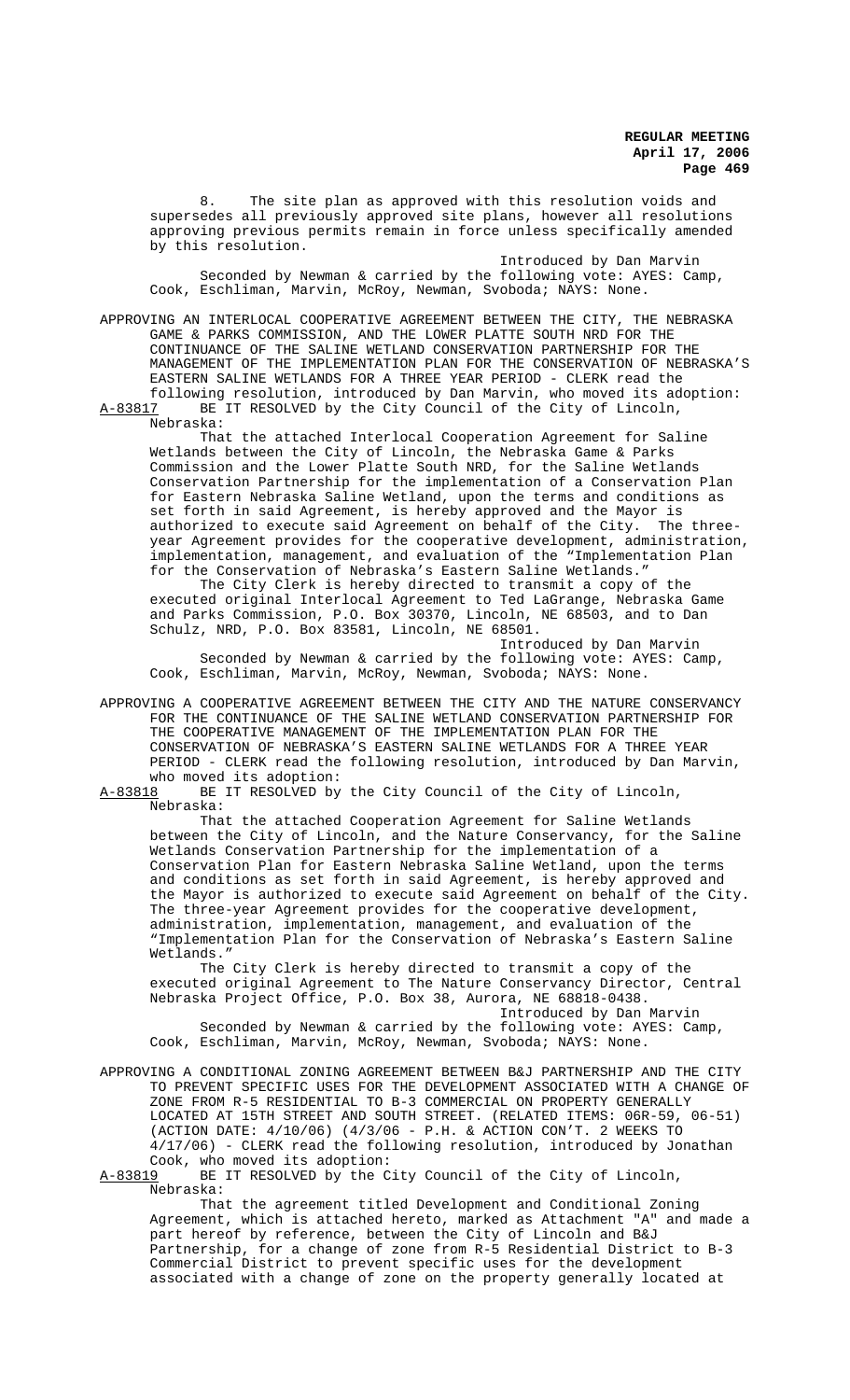8. The site plan as approved with this resolution voids and supersedes all previously approved site plans, however all resolutions approving previous permits remain in force unless specifically amended by this resolution.

Introduced by Dan Marvin

Seconded by Newman & carried by the following vote: AYES: Camp, Cook, Eschliman, Marvin, McRoy, Newman, Svoboda; NAYS: None.

APPROVING AN INTERLOCAL COOPERATIVE AGREEMENT BETWEEN THE CITY, THE NEBRASKA GAME & PARKS COMMISSION, AND THE LOWER PLATTE SOUTH NRD FOR THE CONTINUANCE OF THE SALINE WETLAND CONSERVATION PARTNERSHIP FOR THE MANAGEMENT OF THE IMPLEMENTATION PLAN FOR THE CONSERVATION OF NEBRASKA'S EASTERN SALINE WETLANDS FOR A THREE YEAR PERIOD - CLERK read the following resolution, introduced by Dan Marvin, who moved its adoption:

A-83817 BE IT RESOLVED by the City Council of the City of Lincoln, Nebraska:

That the attached Interlocal Cooperation Agreement for Saline Wetlands between the City of Lincoln, the Nebraska Game & Parks Commission and the Lower Platte South NRD, for the Saline Wetlands Conservation Partnership for the implementation of a Conservation Plan for Eastern Nebraska Saline Wetland, upon the terms and conditions as set forth in said Agreement, is hereby approved and the Mayor is authorized to execute said Agreement on behalf of the City. The three-year Agreement provides for the cooperative development, administration, implementation, management, and evaluation of the "Implementation Plan for the Conservation of Nebraska's Eastern Saline Wetlands."

The City Clerk is hereby directed to transmit a copy of the executed original Interlocal Agreement to Ted LaGrange, Nebraska Game and Parks Commission, P.O. Box 30370, Lincoln, NE 68503, and to Dan Schulz, NRD, P.O. Box 83581, Lincoln, NE 68501.

Introduced by Dan Marvin

Seconded by Newman & carried by the following vote: AYES: Camp, Cook, Eschliman, Marvin, McRoy, Newman, Svoboda; NAYS: None.

APPROVING A COOPERATIVE AGREEMENT BETWEEN THE CITY AND THE NATURE CONSERVANCY FOR THE CONTINUANCE OF THE SALINE WETLAND CONSERVATION PARTNERSHIP FOR THE COOPERATIVE MANAGEMENT OF THE IMPLEMENTATION PLAN FOR THE CONSERVATION OF NEBRASKA'S EASTERN SALINE WETLANDS FOR A THREE YEAR PERIOD - CLERK read the following resolution, introduced by Dan Marvin, who moved its adoption:

A-83818 BE IT RESOLVED by the City Council of the City of Lincoln, Nebraska:

That the attached Cooperation Agreement for Saline Wetlands between the City of Lincoln, and the Nature Conservancy, for the Saline Wetlands Conservation Partnership for the implementation of a Conservation Plan for Eastern Nebraska Saline Wetland, upon the terms and conditions as set forth in said Agreement, is hereby approved and the Mayor is authorized to execute said Agreement on behalf of the City. The three-year Agreement provides for the cooperative development, administration, implementation, management, and evaluation of the "Implementation Plan for the Conservation of Nebraska's Eastern Saline Wetlands."

The City Clerk is hereby directed to transmit a copy of the executed original Agreement to The Nature Conservancy Director, Central Nebraska Project Office, P.O. Box 38, Aurora, NE 68818-0438.

Introduced by Dan Marvin

Seconded by Newman & carried by the following vote: AYES: Camp, Cook, Eschliman, Marvin, McRoy, Newman, Svoboda; NAYS: None.

APPROVING A CONDITIONAL ZONING AGREEMENT BETWEEN B&J PARTNERSHIP AND THE CITY TO PREVENT SPECIFIC USES FOR THE DEVELOPMENT ASSOCIATED WITH A CHANGE OF ZONE FROM R-5 RESIDENTIAL TO B-3 COMMERCIAL ON PROPERTY GENERALLY LOCATED AT 15TH STREET AND SOUTH STREET. (RELATED ITEMS: 06R-59, 06-51) (ACTION DATE: 4/10/06) (4/3/06 - P.H. & ACTION CON'T. 2 WEEKS TO 4/17/06) - CLERK read the following resolution, introduced by Jonathan Cook, who moved its adoption:

A-83819 BE IT RESOLVED by the City Council of the City of Lincoln, Nebraska:

That the agreement titled Development and Conditional Zoning Agreement, which is attached hereto, marked as Attachment "A" and made a part hereof by reference, between the City of Lincoln and B&J Partnership, for a change of zone from R-5 Residential District to B-3 Commercial District to prevent specific uses for the development associated with a change of zone on the property generally located at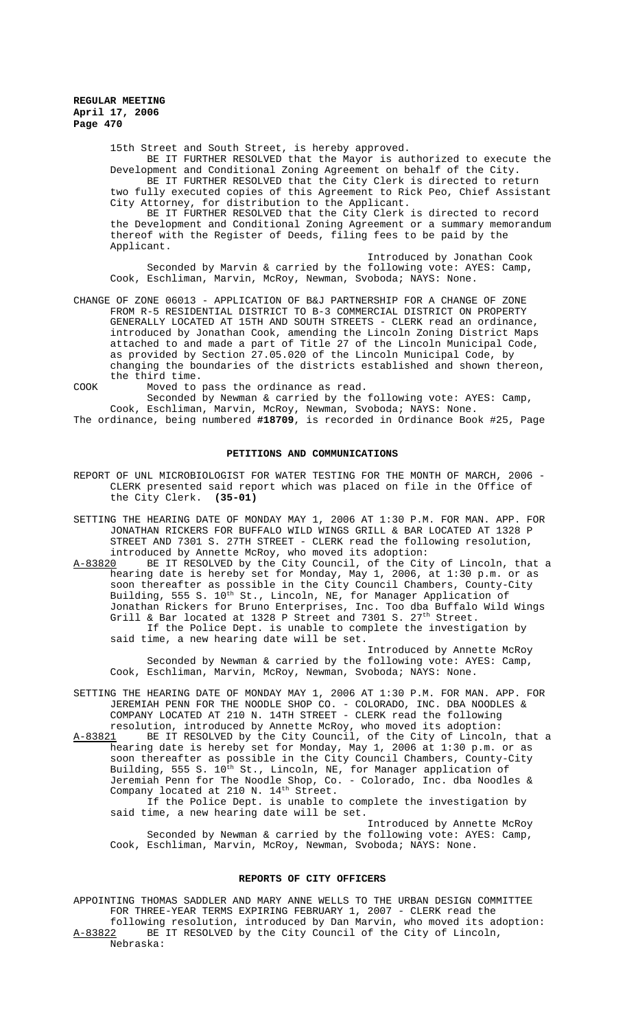15th Street and South Street, is hereby approved.

BE IT FURTHER RESOLVED that the Mayor is authorized to execute the Development and Conditional Zoning Agreement on behalf of the City.

BE IT FURTHER RESOLVED that the City Clerk is directed to return two fully executed copies of this Agreement to Rick Peo, Chief Assistant City Attorney, for distribution to the Applicant.

BE IT FURTHER RESOLVED that the City Clerk is directed to record the Development and Conditional Zoning Agreement or a summary memorandum thereof with the Register of Deeds, filing fees to be paid by the Applicant.

Introduced by Jonathan Cook

Seconded by Marvin & carried by the following vote: AYES: Camp, Cook, Eschliman, Marvin, McRoy, Newman, Svoboda; NAYS: None.

CHANGE OF ZONE 06013 - APPLICATION OF B&J PARTNERSHIP FOR A CHANGE OF ZONE FROM R-5 RESIDENTIAL DISTRICT TO B-3 COMMERCIAL DISTRICT ON PROPERTY GENERALLY LOCATED AT 15TH AND SOUTH STREETS - CLERK read an ordinance, introduced by Jonathan Cook, amending the Lincoln Zoning District Maps attached to and made a part of Title 27 of the Lincoln Municipal Code, as provided by Section 27.05.020 of the Lincoln Municipal Code, by changing the boundaries of the districts established and shown thereon, the third time.

COOK Moved to pass the ordinance as read.

Seconded by Newman & carried by the following vote: AYES: Camp, Cook, Eschliman, Marvin, McRoy, Newman, Svoboda; NAYS: None.

The ordinance, being numbered **#18709**, is recorded in Ordinance Book #25, Page

## PETITIONS AND COMMUNICATIONS

REPORT OF UNL MICROBIOLOGIST FOR WATER TESTING FOR THE MONTH OF MARCH, 2006 - CLERK presented said report which was placed on file in the Office of the City Clerk. **(35-01)**

SETTING THE HEARING DATE OF MONDAY MAY 1, 2006 AT 1:30 P.M. FOR MAN. APP. FOR JONATHAN RICKERS FOR BUFFALO WILD WINGS GRILL & BAR LOCATED AT 1328 P STREET AND 7301 S. 27TH STREET - CLERK read the following resolution, introduced by Annette McRoy, who moved its adoption:

A-83820 BE IT RESOLVED by the City Council, of the City of Lincoln, that a hearing date is hereby set for Monday, May 1, 2006, at 1:30 p.m. or as soon thereafter as possible in the City Council Chambers, County-City Building, 555 S. 10th St., Lincoln, NE, for Manager Application of Jonathan Rickers for Bruno Enterprises, Inc. Too dba Buffalo Wild Wings Grill & Bar located at 1328 P Street and 7301 S. 27th Street.

If the Police Dept. is unable to complete the investigation by said time, a new hearing date will be set.

Introduced by Annette McRoy

Seconded by Newman & carried by the following vote: AYES: Camp, Cook, Eschliman, Marvin, McRoy, Newman, Svoboda; NAYS: None.

SETTING THE HEARING DATE OF MONDAY MAY 1, 2006 AT 1:30 P.M. FOR MAN. APP. FOR JEREMIAH PENN FOR THE NOODLE SHOP CO. - COLORADO, INC. DBA NOODLES & COMPANY LOCATED AT 210 N. 14TH STREET - CLERK read the following resolution, introduced by Annette McRoy, who moved its adoption:

A-83821 BE IT RESOLVED by the City Council, of the City of Lincoln, that a hearing date is hereby set for Monday, May 1, 2006 at 1:30 p.m. or as soon thereafter as possible in the City Council Chambers, County-City Building, 555 S. 10th St., Lincoln, NE, for Manager application of Jeremiah Penn for The Noodle Shop, Co. - Colorado, Inc. dba Noodles & Company located at 210 N. 14th Street.

If the Police Dept. is unable to complete the investigation by said time, a new hearing date will be set.

Introduced by Annette McRoy

Seconded by Newman & carried by the following vote: AYES: Camp, Cook, Eschliman, Marvin, McRoy, Newman, Svoboda; NAYS: None.

## REPORTS OF CITY OFFICERS

APPOINTING THOMAS SADDLER AND MARY ANNE WELLS TO THE URBAN DESIGN COMMITTEE FOR THREE-YEAR TERMS EXPIRING FEBRUARY 1, 2007 - CLERK read the following resolution, introduced by Dan Marvin, who moved its adoption:

A-83822 BE IT RESOLVED by the City Council of the City of Lincoln, Nebraska: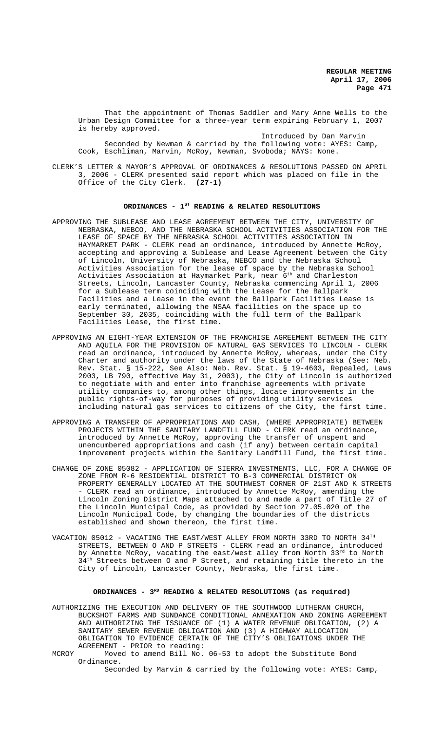That the appointment of Thomas Saddler and Mary Anne Wells to the Urban Design Committee for a three-year term expiring February 1, 2007 is hereby approved.

Introduced by Dan Marvin

Seconded by Newman & carried by the following vote: AYES: Camp, Cook, Eschliman, Marvin, McRoy, Newman, Svoboda; NAYS: None.

CLERK'S LETTER & MAYOR'S APPROVAL OF ORDINANCES & RESOLUTIONS PASSED ON APRIL 3, 2006 - CLERK presented said report which was placed on file in the Office of the City Clerk. **(27-1)**

## ORDINANCES - 1ST READING & RELATED RESOLUTIONS

APPROVING THE SUBLEASE AND LEASE AGREEMENT BETWEEN THE CITY, UNIVERSITY OF NEBRASKA, NEBCO, AND THE NEBRASKA SCHOOL ACTIVITIES ASSOCIATION FOR THE LEASE OF SPACE BY THE NEBRASKA SCHOOL ACTIVITIES ASSOCIATION IN HAYMARKET PARK - CLERK read an ordinance, introduced by Annette McRoy, accepting and approving a Sublease and Lease Agreement between the City of Lincoln, University of Nebraska, NEBCO and the Nebraska School Activities Association for the lease of space by the Nebraska School Activities Association at Haymarket Park, near 6th and Charleston Streets, Lincoln, Lancaster County, Nebraska commencing April 1, 2006 for a Sublease term coinciding with the Lease for the Ballpark Facilities and a Lease in the event the Ballpark Facilities Lease is early terminated, allowing the NSAA facilities on the space up to September 30, 2035, coinciding with the full term of the Ballpark Facilities Lease, the first time.

APPROVING AN EIGHT-YEAR EXTENSION OF THE FRANCHISE AGREEMENT BETWEEN THE CITY AND AQUILA FOR THE PROVISION OF NATURAL GAS SERVICES TO LINCOLN - CLERK read an ordinance, introduced by Annette McRoy, whereas, under the City Charter and authority under the laws of the State of Nebraska (See: Neb. Rev. Stat. § 15-222, See Also: Neb. Rev. Stat. § 19-4603, Repealed, Laws 2003, LB 790, effective May 31, 2003), the City of Lincoln is authorized to negotiate with and enter into franchise agreements with private utility companies to, among other things, locate improvements in the public rights-of-way for purposes of providing utility services including natural gas services to citizens of the City, the first time.

APPROVING A TRANSFER OF APPROPRIATIONS AND CASH, (WHERE APPROPRIATE) BETWEEN PROJECTS WITHIN THE SANITARY LANDFILL FUND - CLERK read an ordinance, introduced by Annette McRoy, approving the transfer of unspent and unencumbered appropriations and cash (if any) between certain capital improvement projects within the Sanitary Landfill Fund, the first time.

CHANGE OF ZONE 05082 - APPLICATION OF SIERRA INVESTMENTS, LLC, FOR A CHANGE OF ZONE FROM R-6 RESIDENTIAL DISTRICT TO B-3 COMMERCIAL DISTRICT ON PROPERTY GENERALLY LOCATED AT THE SOUTHWEST CORNER OF 21ST AND K STREETS - CLERK read an ordinance, introduced by Annette McRoy, amending the Lincoln Zoning District Maps attached to and made a part of Title 27 of the Lincoln Municipal Code, as provided by Section 27.05.020 of the Lincoln Municipal Code, by changing the boundaries of the districts established and shown thereon, the first time.

VACATION 05012 - VACATING THE EAST/WEST ALLEY FROM NORTH 33RD TO NORTH 34TH STREETS, BETWEEN O AND P STREETS - CLERK read an ordinance, introduced by Annette McRoy, vacating the east/west alley from North 33rd to North 34th Streets between O and P Street, and retaining title thereto in the City of Lincoln, Lancaster County, Nebraska, the first time.

## ORDINANCES - 3RD READING & RELATED RESOLUTIONS (as required)

AUTHORIZING THE EXECUTION AND DELIVERY OF THE SOUTHWOOD LUTHERAN CHURCH, BUCKSHOT FARMS AND SUNDANCE CONDITIONAL ANNEXATION AND ZONING AGREEMENT AND AUTHORIZING THE ISSUANCE OF (1) A WATER REVENUE OBLIGATION, (2) A SANITARY SEWER REVENUE OBLIGATION AND (3) A HIGHWAY ALLOCATION OBLIGATION TO EVIDENCE CERTAIN OF THE CITY'S OBLIGATIONS UNDER THE AGREEMENT - PRIOR to reading:

MCROY Moved to amend Bill No. 06-53 to adopt the Substitute Bond Ordinance.

Seconded by Marvin & carried by the following vote: AYES: Camp,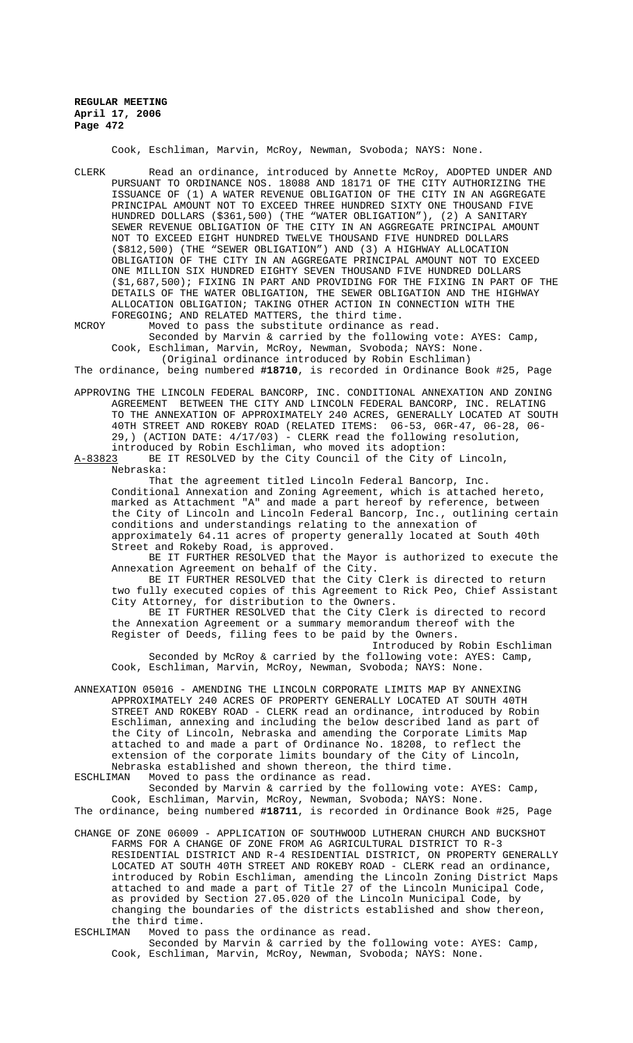Cook, Eschliman, Marvin, McRoy, Newman, Svoboda; NAYS: None.

CLERK Read an ordinance, introduced by Annette McRoy, ADOPTED UNDER AND PURSUANT TO ORDINANCE NOS. 18088 AND 18171 OF THE CITY AUTHORIZING THE ISSUANCE OF (1) A WATER REVENUE OBLIGATION OF THE CITY IN AN AGGREGATE PRINCIPAL AMOUNT NOT TO EXCEED THREE HUNDRED SIXTY ONE THOUSAND FIVE HUNDRED DOLLARS ($361,500) (THE "WATER OBLIGATION"), (2) A SANITARY SEWER REVENUE OBLIGATION OF THE CITY IN AN AGGREGATE PRINCIPAL AMOUNT NOT TO EXCEED EIGHT HUNDRED TWELVE THOUSAND FIVE HUNDRED DOLLARS ($812,500) (THE "SEWER OBLIGATION") AND (3) A HIGHWAY ALLOCATION OBLIGATION OF THE CITY IN AN AGGREGATE PRINCIPAL AMOUNT NOT TO EXCEED ONE MILLION SIX HUNDRED EIGHTY SEVEN THOUSAND FIVE HUNDRED DOLLARS ($1,687,500); FIXING IN PART AND PROVIDING FOR THE FIXING IN PART OF THE DETAILS OF THE WATER OBLIGATION, THE SEWER OBLIGATION AND THE HIGHWAY ALLOCATION OBLIGATION; TAKING OTHER ACTION IN CONNECTION WITH THE FOREGOING; AND RELATED MATTERS, the third time.

MCROY Moved to pass the substitute ordinance as read.

Seconded by Marvin & carried by the following vote: AYES: Camp, Cook, Eschliman, Marvin, McRoy, Newman, Svoboda; NAYS: None.

(Original ordinance introduced by Robin Eschliman)

The ordinance, being numbered **#18710**, is recorded in Ordinance Book #25, Page

APPROVING THE LINCOLN FEDERAL BANCORP, INC. CONDITIONAL ANNEXATION AND ZONING AGREEMENT BETWEEN THE CITY AND LINCOLN FEDERAL BANCORP, INC. RELATING TO THE ANNEXATION OF APPROXIMATELY 240 ACRES, GENERALLY LOCATED AT SOUTH 40TH STREET AND ROKEBY ROAD (RELATED ITEMS: 06-53, 06R-47, 06-28, 06-29,) (ACTION DATE: 4/17/03) - CLERK read the following resolution, introduced by Robin Eschliman, who moved its adoption:

A-83823 BE IT RESOLVED by the City Council of the City of Lincoln, Nebraska:

That the agreement titled Lincoln Federal Bancorp, Inc. Conditional Annexation and Zoning Agreement, which is attached hereto, marked as Attachment "A" and made a part hereof by reference, between the City of Lincoln and Lincoln Federal Bancorp, Inc., outlining certain conditions and understandings relating to the annexation of approximately 64.11 acres of property generally located at South 40th Street and Rokeby Road, is approved.

BE IT FURTHER RESOLVED that the Mayor is authorized to execute the Annexation Agreement on behalf of the City.

BE IT FURTHER RESOLVED that the City Clerk is directed to return two fully executed copies of this Agreement to Rick Peo, Chief Assistant City Attorney, for distribution to the Owners.

BE IT FURTHER RESOLVED that the City Clerk is directed to record the Annexation Agreement or a summary memorandum thereof with the Register of Deeds, filing fees to be paid by the Owners.

Introduced by Robin Eschliman

Seconded by McRoy & carried by the following vote: AYES: Camp, Cook, Eschliman, Marvin, McRoy, Newman, Svoboda; NAYS: None.

ANNEXATION 05016 - AMENDING THE LINCOLN CORPORATE LIMITS MAP BY ANNEXING APPROXIMATELY 240 ACRES OF PROPERTY GENERALLY LOCATED AT SOUTH 40TH STREET AND ROKEBY ROAD - CLERK read an ordinance, introduced by Robin Eschliman, annexing and including the below described land as part of the City of Lincoln, Nebraska and amending the Corporate Limits Map attached to and made a part of Ordinance No. 18208, to reflect the extension of the corporate limits boundary of the City of Lincoln, Nebraska established and shown thereon, the third time.

ESCHLIMAN Moved to pass the ordinance as read.

Seconded by Marvin & carried by the following vote: AYES: Camp, Cook, Eschliman, Marvin, McRoy, Newman, Svoboda; NAYS: None.

The ordinance, being numbered **#18711**, is recorded in Ordinance Book #25, Page

CHANGE OF ZONE 06009 - APPLICATION OF SOUTHWOOD LUTHERAN CHURCH AND BUCKSHOT FARMS FOR A CHANGE OF ZONE FROM AG AGRICULTURAL DISTRICT TO R-3 RESIDENTIAL DISTRICT AND R-4 RESIDENTIAL DISTRICT, ON PROPERTY GENERALLY LOCATED AT SOUTH 40TH STREET AND ROKEBY ROAD - CLERK read an ordinance, introduced by Robin Eschliman, amending the Lincoln Zoning District Maps attached to and made a part of Title 27 of the Lincoln Municipal Code, as provided by Section 27.05.020 of the Lincoln Municipal Code, by changing the boundaries of the districts established and show thereon, the third time.

ESCHLIMAN Moved to pass the ordinance as read.

Seconded by Marvin & carried by the following vote: AYES: Camp, Cook, Eschliman, Marvin, McRoy, Newman, Svoboda; NAYS: None.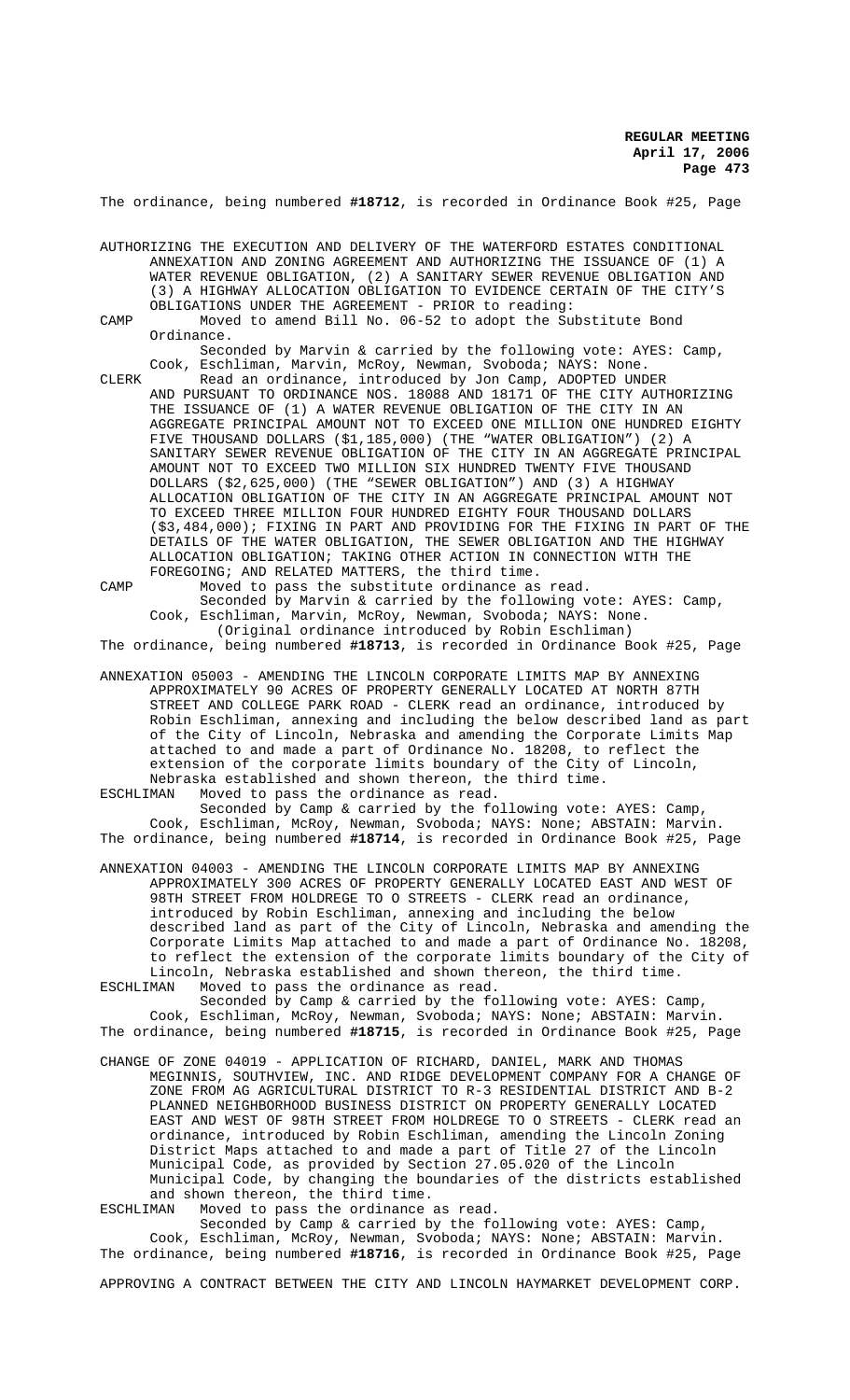The ordinance, being numbered **#18712**, is recorded in Ordinance Book #25, Page

AUTHORIZING THE EXECUTION AND DELIVERY OF THE WATERFORD ESTATES CONDITIONAL ANNEXATION AND ZONING AGREEMENT AND AUTHORIZING THE ISSUANCE OF (1) A WATER REVENUE OBLIGATION, (2) A SANITARY SEWER REVENUE OBLIGATION AND (3) A HIGHWAY ALLOCATION OBLIGATION TO EVIDENCE CERTAIN OF THE CITY'S OBLIGATIONS UNDER THE AGREEMENT - PRIOR to reading:

CAMP Moved to amend Bill No. 06-52 to adopt the Substitute Bond Ordinance.

Seconded by Marvin & carried by the following vote: AYES: Camp, Cook, Eschliman, Marvin, McRoy, Newman, Svoboda; NAYS: None.

CLERK Read an ordinance, introduced by Jon Camp, ADOPTED UNDER AND PURSUANT TO ORDINANCE NOS. 18088 AND 18171 OF THE CITY AUTHORIZING THE ISSUANCE OF (1) A WATER REVENUE OBLIGATION OF THE CITY IN AN AGGREGATE PRINCIPAL AMOUNT NOT TO EXCEED ONE MILLION ONE HUNDRED EIGHTY FIVE THOUSAND DOLLARS ($1,185,000) (THE "WATER OBLIGATION") (2) A SANITARY SEWER REVENUE OBLIGATION OF THE CITY IN AN AGGREGATE PRINCIPAL AMOUNT NOT TO EXCEED TWO MILLION SIX HUNDRED TWENTY FIVE THOUSAND DOLLARS ($2,625,000) (THE "SEWER OBLIGATION") AND (3) A HIGHWAY ALLOCATION OBLIGATION OF THE CITY IN AN AGGREGATE PRINCIPAL AMOUNT NOT TO EXCEED THREE MILLION FOUR HUNDRED EIGHTY FOUR THOUSAND DOLLARS ($3,484,000); FIXING IN PART AND PROVIDING FOR THE FIXING IN PART OF THE DETAILS OF THE WATER OBLIGATION, THE SEWER OBLIGATION AND THE HIGHWAY ALLOCATION OBLIGATION; TAKING OTHER ACTION IN CONNECTION WITH THE FOREGOING; AND RELATED MATTERS, the third time.

CAMP Moved to pass the substitute ordinance as read.

Seconded by Marvin & carried by the following vote: AYES: Camp, Cook, Eschliman, Marvin, McRoy, Newman, Svoboda; NAYS: None.

(Original ordinance introduced by Robin Eschliman)

The ordinance, being numbered **#18713**, is recorded in Ordinance Book #25, Page

ANNEXATION 05003 - AMENDING THE LINCOLN CORPORATE LIMITS MAP BY ANNEXING APPROXIMATELY 90 ACRES OF PROPERTY GENERALLY LOCATED AT NORTH 87TH STREET AND COLLEGE PARK ROAD - CLERK read an ordinance, introduced by Robin Eschliman, annexing and including the below described land as part of the City of Lincoln, Nebraska and amending the Corporate Limits Map attached to and made a part of Ordinance No. 18208, to reflect the extension of the corporate limits boundary of the City of Lincoln, Nebraska established and shown thereon, the third time.

ESCHLIMAN Moved to pass the ordinance as read.

Seconded by Camp & carried by the following vote: AYES: Camp, Cook, Eschliman, McRoy, Newman, Svoboda; NAYS: None; ABSTAIN: Marvin.

The ordinance, being numbered **#18714**, is recorded in Ordinance Book #25, Page

ANNEXATION 04003 - AMENDING THE LINCOLN CORPORATE LIMITS MAP BY ANNEXING APPROXIMATELY 300 ACRES OF PROPERTY GENERALLY LOCATED EAST AND WEST OF 98TH STREET FROM HOLDREGE TO O STREETS - CLERK read an ordinance, introduced by Robin Eschliman, annexing and including the below described land as part of the City of Lincoln, Nebraska and amending the Corporate Limits Map attached to and made a part of Ordinance No. 18208, to reflect the extension of the corporate limits boundary of the City of Lincoln, Nebraska established and shown thereon, the third time.

ESCHLIMAN Moved to pass the ordinance as read.

Seconded by Camp & carried by the following vote: AYES: Camp, Cook, Eschliman, McRoy, Newman, Svoboda; NAYS: None; ABSTAIN: Marvin.

The ordinance, being numbered **#18715**, is recorded in Ordinance Book #25, Page

CHANGE OF ZONE 04019 - APPLICATION OF RICHARD, DANIEL, MARK AND THOMAS MEGINNIS, SOUTHVIEW, INC. AND RIDGE DEVELOPMENT COMPANY FOR A CHANGE OF ZONE FROM AG AGRICULTURAL DISTRICT TO R-3 RESIDENTIAL DISTRICT AND B-2 PLANNED NEIGHBORHOOD BUSINESS DISTRICT ON PROPERTY GENERALLY LOCATED EAST AND WEST OF 98TH STREET FROM HOLDREGE TO O STREETS - CLERK read an ordinance, introduced by Robin Eschliman, amending the Lincoln Zoning District Maps attached to and made a part of Title 27 of the Lincoln Municipal Code, as provided by Section 27.05.020 of the Lincoln Municipal Code, by changing the boundaries of the districts established and shown thereon, the third time.

ESCHLIMAN Moved to pass the ordinance as read.

Seconded by Camp & carried by the following vote: AYES: Camp, Cook, Eschliman, McRoy, Newman, Svoboda; NAYS: None; ABSTAIN: Marvin.

The ordinance, being numbered **#18716**, is recorded in Ordinance Book #25, Page

APPROVING A CONTRACT BETWEEN THE CITY AND LINCOLN HAYMARKET DEVELOPMENT CORP.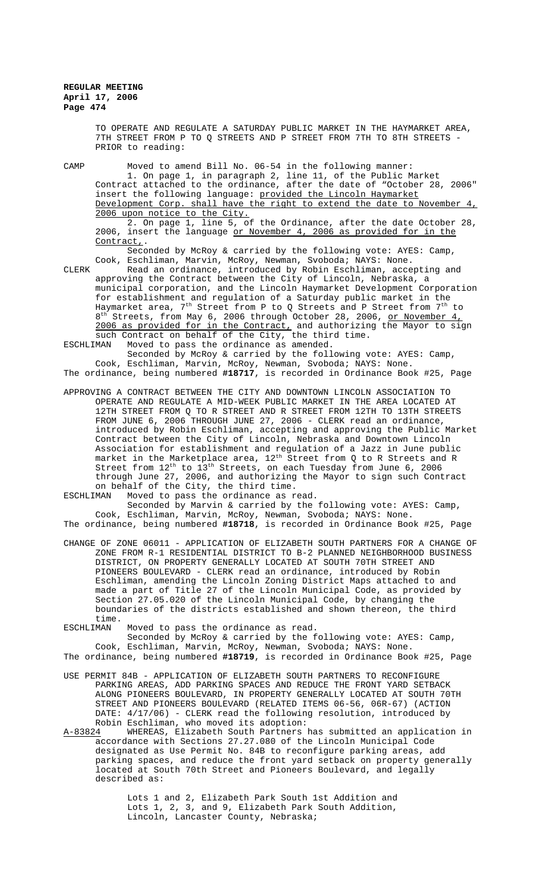TO OPERATE AND REGULATE A SATURDAY PUBLIC MARKET IN THE HAYMARKET AREA, 7TH STREET FROM P TO Q STREETS AND P STREET FROM 7TH TO 8TH STREETS - PRIOR to reading:

CAMP Moved to amend Bill No. 06-54 in the following manner:

1. On page 1, in paragraph 2, line 11, of the Public Market Contract attached to the ordinance, after the date of "October 28, 2006" insert the following language: provided the Lincoln Haymarket Development Corp. shall have the right to extend the date to November 4, 2006 upon notice to the City.

2. On page 1, line 5, of the Ordinance, after the date October 28, 2006, insert the language or November 4, 2006 as provided for in the Contract,.

Seconded by McRoy & carried by the following vote: AYES: Camp, Cook, Eschliman, Marvin, McRoy, Newman, Svoboda; NAYS: None.

CLERK Read an ordinance, introduced by Robin Eschliman, accepting and approving the Contract between the City of Lincoln, Nebraska, a municipal corporation, and the Lincoln Haymarket Development Corporation for establishment and regulation of a Saturday public market in the Haymarket area, 7th Street from P to Q Streets and P Street from 7th to 8th Streets, from May 6, 2006 through October 28, 2006, or November 4, 2006 as provided for in the Contract, and authorizing the Mayor to sign such Contract on behalf of the City, the third time.

ESCHLIMAN Moved to pass the ordinance as amended.

Seconded by McRoy & carried by the following vote: AYES: Camp, Cook, Eschliman, Marvin, McRoy, Newman, Svoboda; NAYS: None.

The ordinance, being numbered **#18717**, is recorded in Ordinance Book #25, Page

APPROVING A CONTRACT BETWEEN THE CITY AND DOWNTOWN LINCOLN ASSOCIATION TO OPERATE AND REGULATE A MID-WEEK PUBLIC MARKET IN THE AREA LOCATED AT 12TH STREET FROM Q TO R STREET AND R STREET FROM 12TH TO 13TH STREETS FROM JUNE 6, 2006 THROUGH JUNE 27, 2006 - CLERK read an ordinance, introduced by Robin Eschliman, accepting and approving the Public Market Contract between the City of Lincoln, Nebraska and Downtown Lincoln Association for establishment and regulation of a Jazz in June public market in the Marketplace area, 12th Street from Q to R Streets and R Street from 12th to 13th Streets, on each Tuesday from June 6, 2006 through June 27, 2006, and authorizing the Mayor to sign such Contract on behalf of the City, the third time.

ESCHLIMAN Moved to pass the ordinance as read.

Seconded by Marvin & carried by the following vote: AYES: Camp, Cook, Eschliman, Marvin, McRoy, Newman, Svoboda; NAYS: None.

The ordinance, being numbered **#18718**, is recorded in Ordinance Book #25, Page

CHANGE OF ZONE 06011 - APPLICATION OF ELIZABETH SOUTH PARTNERS FOR A CHANGE OF ZONE FROM R-1 RESIDENTIAL DISTRICT TO B-2 PLANNED NEIGHBORHOOD BUSINESS DISTRICT, ON PROPERTY GENERALLY LOCATED AT SOUTH 70TH STREET AND PIONEERS BOULEVARD - CLERK read an ordinance, introduced by Robin Eschliman, amending the Lincoln Zoning District Maps attached to and made a part of Title 27 of the Lincoln Municipal Code, as provided by Section 27.05.020 of the Lincoln Municipal Code, by changing the boundaries of the districts established and shown thereon, the third time.

ESCHLIMAN Moved to pass the ordinance as read.

Seconded by McRoy & carried by the following vote: AYES: Camp, Cook, Eschliman, Marvin, McRoy, Newman, Svoboda; NAYS: None.

The ordinance, being numbered **#18719**, is recorded in Ordinance Book #25, Page

USE PERMIT 84B - APPLICATION OF ELIZABETH SOUTH PARTNERS TO RECONFIGURE PARKING AREAS, ADD PARKING SPACES AND REDUCE THE FRONT YARD SETBACK ALONG PIONEERS BOULEVARD, IN PROPERTY GENERALLY LOCATED AT SOUTH 70TH STREET AND PIONEERS BOULEVARD (RELATED ITEMS 06-56, 06R-67) (ACTION DATE: 4/17/06) - CLERK read the following resolution, introduced by Robin Eschliman, who moved its adoption:

A-83824 WHEREAS, Elizabeth South Partners has submitted an application in accordance with Sections 27.27.080 of the Lincoln Municipal Code designated as Use Permit No. 84B to reconfigure parking areas, add parking spaces, and reduce the front yard setback on property generally located at South 70th Street and Pioneers Boulevard, and legally described as:

Lots 1 and 2, Elizabeth Park South 1st Addition and Lots 1, 2, 3, and 9, Elizabeth Park South Addition, Lincoln, Lancaster County, Nebraska;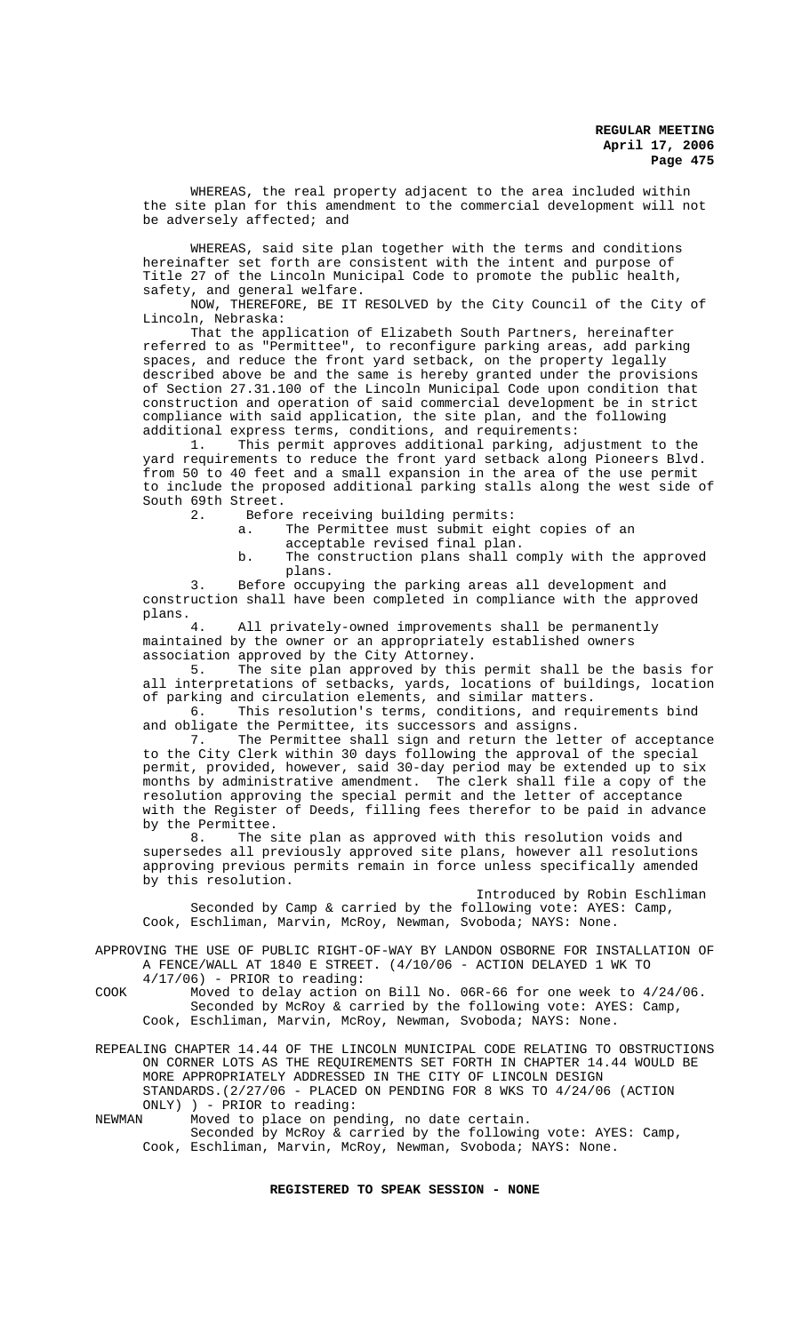WHEREAS, the real property adjacent to the area included within the site plan for this amendment to the commercial development will not be adversely affected; and

WHEREAS, said site plan together with the terms and conditions hereinafter set forth are consistent with the intent and purpose of Title 27 of the Lincoln Municipal Code to promote the public health, safety, and general welfare.

NOW, THEREFORE, BE IT RESOLVED by the City Council of the City of Lincoln, Nebraska:

That the application of Elizabeth South Partners, hereinafter referred to as "Permittee", to reconfigure parking areas, add parking spaces, and reduce the front yard setback, on the property legally described above be and the same is hereby granted under the provisions of Section 27.31.100 of the Lincoln Municipal Code upon condition that construction and operation of said commercial development be in strict compliance with said application, the site plan, and the following additional express terms, conditions, and requirements:

1. This permit approves additional parking, adjustment to the yard requirements to reduce the front yard setback along Pioneers Blvd. from 50 to 40 feet and a small expansion in the area of the use permit to include the proposed additional parking stalls along the west side of South 69th Street.

2. Before receiving building permits:

   a. The Permittee must submit eight copies of an acceptable revised final plan.

   b. The construction plans shall comply with the approved plans.

3. Before occupying the parking areas all development and construction shall have been completed in compliance with the approved plans.

4. All privately-owned improvements shall be permanently maintained by the owner or an appropriately established owners association approved by the City Attorney.

5. The site plan approved by this permit shall be the basis for all interpretations of setbacks, yards, locations of buildings, location of parking and circulation elements, and similar matters.

6. This resolution's terms, conditions, and requirements bind and obligate the Permittee, its successors and assigns.

7. The Permittee shall sign and return the letter of acceptance to the City Clerk within 30 days following the approval of the special permit, provided, however, said 30-day period may be extended up to six months by administrative amendment. The clerk shall file a copy of the resolution approving the special permit and the letter of acceptance with the Register of Deeds, filling fees therefor to be paid in advance by the Permittee.

8. The site plan as approved with this resolution voids and supersedes all previously approved site plans, however all resolutions approving previous permits remain in force unless specifically amended by this resolution.

Introduced by Robin Eschliman

Seconded by Camp & carried by the following vote: AYES: Camp, Cook, Eschliman, Marvin, McRoy, Newman, Svoboda; NAYS: None.

APPROVING THE USE OF PUBLIC RIGHT-OF-WAY BY LANDON OSBORNE FOR INSTALLATION OF A FENCE/WALL AT 1840 E STREET. (4/10/06 - ACTION DELAYED 1 WK TO 4/17/06) - PRIOR to reading:

COOK Moved to delay action on Bill No. 06R-66 for one week to 4/24/06.

Seconded by McRoy & carried by the following vote: AYES: Camp, Cook, Eschliman, Marvin, McRoy, Newman, Svoboda; NAYS: None.

REPEALING CHAPTER 14.44 OF THE LINCOLN MUNICIPAL CODE RELATING TO OBSTRUCTIONS ON CORNER LOTS AS THE REQUIREMENTS SET FORTH IN CHAPTER 14.44 WOULD BE MORE APPROPRIATELY ADDRESSED IN THE CITY OF LINCOLN DESIGN STANDARDS.(2/27/06 - PLACED ON PENDING FOR 8 WKS TO 4/24/06 (ACTION ONLY) ) - PRIOR to reading:

NEWMAN Moved to place on pending, no date certain.

Seconded by McRoy & carried by the following vote: AYES: Camp, Cook, Eschliman, Marvin, McRoy, Newman, Svoboda; NAYS: None.

**REGISTERED TO SPEAK SESSION - NONE**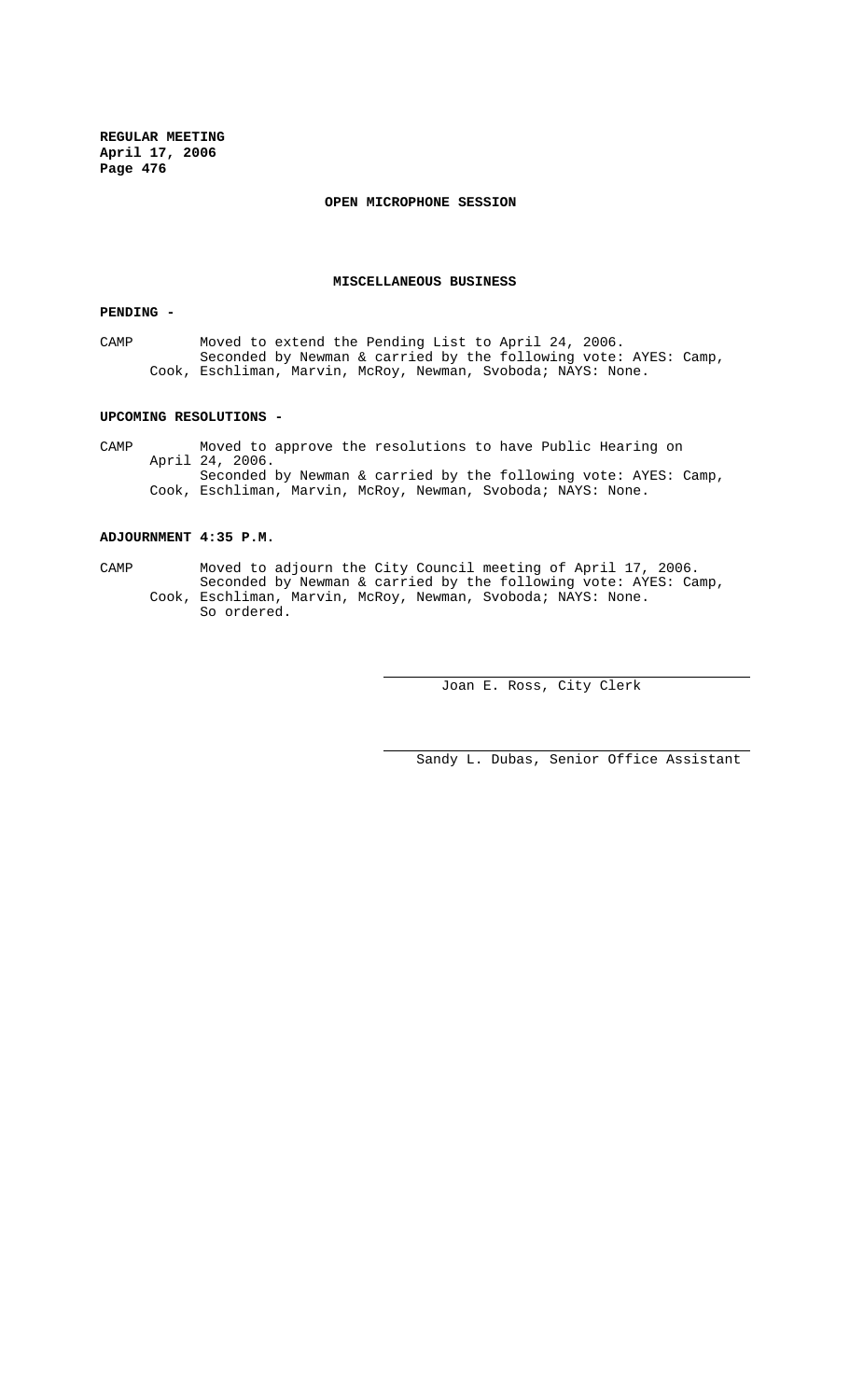**OPEN MICROPHONE SESSION**

**MISCELLANEOUS BUSINESS**

**PENDING -**

CAMP Moved to extend the Pending List to April 24, 2006.
Seconded by Newman & carried by the following vote: AYES: Camp, Cook, Eschliman, Marvin, McRoy, Newman, Svoboda; NAYS: None.

**UPCOMING RESOLUTIONS -**

CAMP Moved to approve the resolutions to have Public Hearing on April 24, 2006.
Seconded by Newman & carried by the following vote: AYES: Camp, Cook, Eschliman, Marvin, McRoy, Newman, Svoboda; NAYS: None.

**ADJOURNMENT 4:35 P.M.**

CAMP Moved to adjourn the City Council meeting of April 17, 2006.
Seconded by Newman & carried by the following vote: AYES: Camp, Cook, Eschliman, Marvin, McRoy, Newman, Svoboda; NAYS: None.
So ordered.

Joan E. Ross, City Clerk

Sandy L. Dubas, Senior Office Assistant